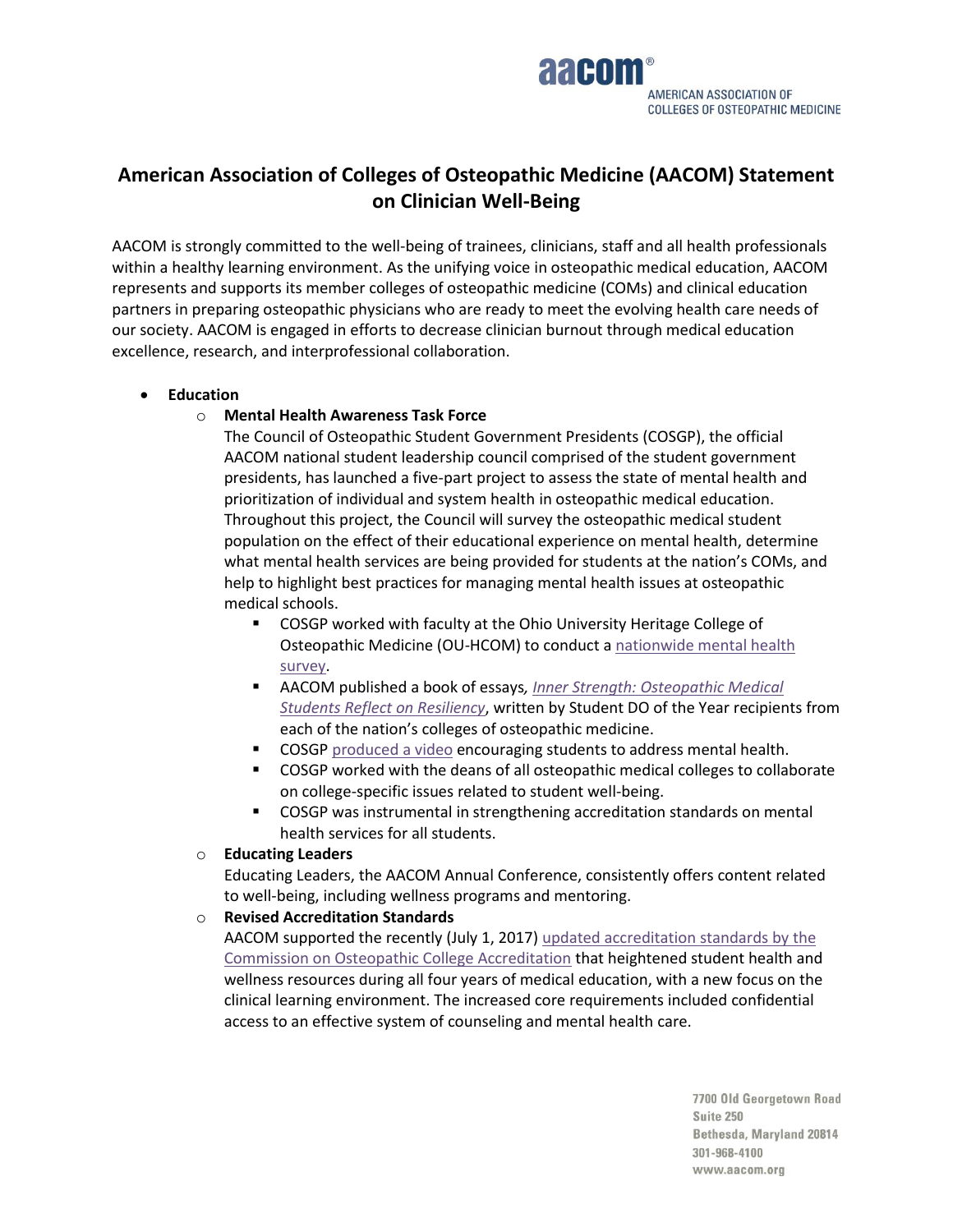# American Association of Colleges of Osteopathic Medicine (AACOM) Statement on Clinician Well-Being

AACOM is strongly committed to the well-being of trainees, clinicians, staff and all health professionals within a healthy learning environment. As the unifying voice in osteopathic medical education, AACOM represents and supports its member colleges of osteopathic medicine (COMs) and clinical education partners in preparing osteopathic physicians who are ready to meet the evolving health care needs of our society. AACOM is engaged in efforts to decrease clinician burnout through medical education excellence, research, and interprofessional collaboration.

- **Education**
  - **Mental Health Awareness Task Force**
    The Council of Osteopathic Student Government Presidents (COSGP), the official AACOM national student leadership council comprised of the student government presidents, has launched a five-part project to assess the state of mental health and prioritization of individual and system health in osteopathic medical education. Throughout this project, the Council will survey the osteopathic medical student population on the effect of their educational experience on mental health, determine what mental health services are being provided for students at the nation's COMs, and help to highlight best practices for managing mental health issues at osteopathic medical schools.
    - COSGP worked with faculty at the Ohio University Heritage College of Osteopathic Medicine (OU-HCOM) to conduct a nationwide mental health survey.
    - AACOM published a book of essays, *Inner Strength: Osteopathic Medical Students Reflect on Resiliency*, written by Student DO of the Year recipients from each of the nation's colleges of osteopathic medicine.
    - COSGP produced a video encouraging students to address mental health.
    - COSGP worked with the deans of all osteopathic medical colleges to collaborate on college-specific issues related to student well-being.
    - COSGP was instrumental in strengthening accreditation standards on mental health services for all students.
  - **Educating Leaders**
    Educating Leaders, the AACOM Annual Conference, consistently offers content related to well-being, including wellness programs and mentoring.
  - **Revised Accreditation Standards**
    AACOM supported the recently (July 1, 2017) updated accreditation standards by the Commission on Osteopathic College Accreditation that heightened student health and wellness resources during all four years of medical education, with a new focus on the clinical learning environment. The increased core requirements included confidential access to an effective system of counseling and mental health care.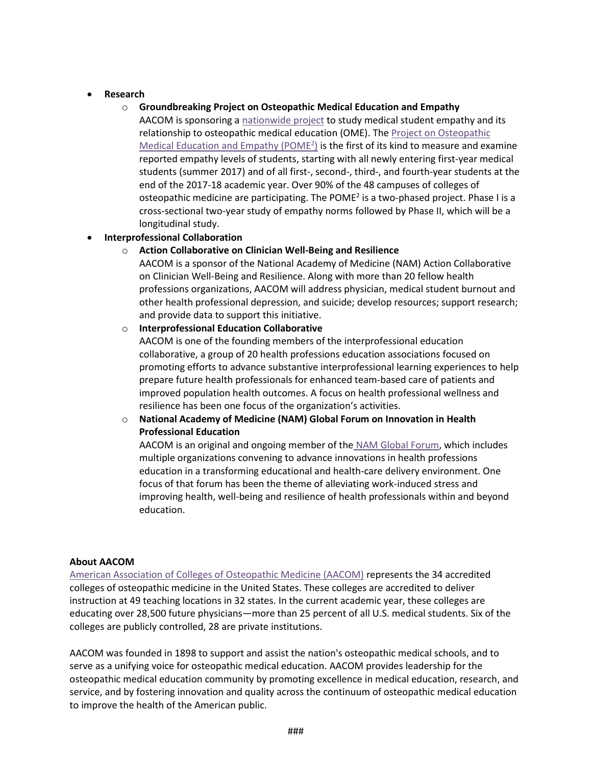- **Research**
  - **Groundbreaking Project on Osteopathic Medical Education and Empathy**
    AACOM is sponsoring a nationwide project to study medical student empathy and its relationship to osteopathic medical education (OME). The Project on Osteopathic Medical Education and Empathy ($POME^2$) is the first of its kind to measure and examine reported empathy levels of students, starting with all newly entering first-year medical students (summer 2017) and of all first-, second-, third-, and fourth-year students at the end of the 2017-18 academic year. Over 90% of the 48 campuses of colleges of osteopathic medicine are participating. The $POME^2$ is a two-phased project. Phase I is a cross-sectional two-year study of empathy norms followed by Phase II, which will be a longitudinal study.
- **Interprofessional Collaboration**
  - **Action Collaborative on Clinician Well-Being and Resilience**
    AACOM is a sponsor of the National Academy of Medicine (NAM) Action Collaborative on Clinician Well-Being and Resilience. Along with more than 20 fellow health professions organizations, AACOM will address physician, medical student burnout and other health professional depression, and suicide; develop resources; support research; and provide data to support this initiative.
  - **Interprofessional Education Collaborative**
    AACOM is one of the founding members of the interprofessional education collaborative, a group of 20 health professions education associations focused on promoting efforts to advance substantive interprofessional learning experiences to help prepare future health professionals for enhanced team-based care of patients and improved population health outcomes. A focus on health professional wellness and resilience has been one focus of the organization's activities.
  - **National Academy of Medicine (NAM) Global Forum on Innovation in Health Professional Education**
    AACOM is an original and ongoing member of the NAM Global Forum, which includes multiple organizations convening to advance innovations in health professions education in a transforming educational and health-care delivery environment. One focus of that forum has been the theme of alleviating work-induced stress and improving health, well-being and resilience of health professionals within and beyond education.

**About AACOM**

American Association of Colleges of Osteopathic Medicine (AACOM) represents the 34 accredited colleges of osteopathic medicine in the United States. These colleges are accredited to deliver instruction at 49 teaching locations in 32 states. In the current academic year, these colleges are educating over 28,500 future physicians—more than 25 percent of all U.S. medical students. Six of the colleges are publicly controlled, 28 are private institutions.

AACOM was founded in 1898 to support and assist the nation's osteopathic medical schools, and to serve as a unifying voice for osteopathic medical education. AACOM provides leadership for the osteopathic medical education community by promoting excellence in medical education, research, and service, and by fostering innovation and quality across the continuum of osteopathic medical education to improve the health of the American public.

###